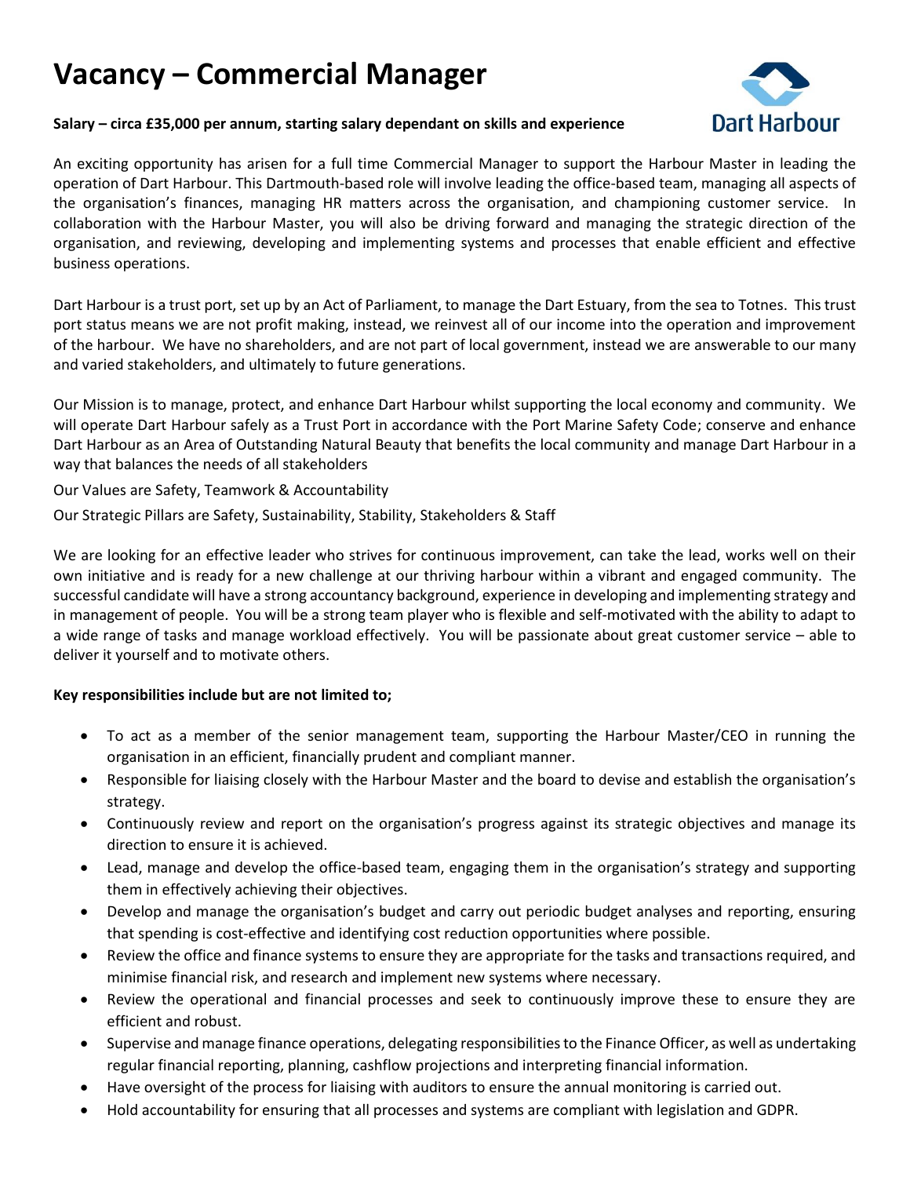# Vacancy – Commercial Manager

**Salary – circa £35,000 per annum, starting salary dependant on skills and experience**

Dart Harbour

An exciting opportunity has arisen for a full time Commercial Manager to support the Harbour Master in leading the operation of Dart Harbour. This Dartmouth-based role will involve leading the office-based team, managing all aspects of the organisation's finances, managing HR matters across the organisation, and championing customer service. In collaboration with the Harbour Master, you will also be driving forward and managing the strategic direction of the organisation, and reviewing, developing and implementing systems and processes that enable efficient and effective business operations.

Dart Harbour is a trust port, set up by an Act of Parliament, to manage the Dart Estuary, from the sea to Totnes. This trust port status means we are not profit making, instead, we reinvest all of our income into the operation and improvement of the harbour. We have no shareholders, and are not part of local government, instead we are answerable to our many and varied stakeholders, and ultimately to future generations.

Our Mission is to manage, protect, and enhance Dart Harbour whilst supporting the local economy and community. We will operate Dart Harbour safely as a Trust Port in accordance with the Port Marine Safety Code; conserve and enhance Dart Harbour as an Area of Outstanding Natural Beauty that benefits the local community and manage Dart Harbour in a way that balances the needs of all stakeholders

Our Values are Safety, Teamwork & Accountability

Our Strategic Pillars are Safety, Sustainability, Stability, Stakeholders & Staff

We are looking for an effective leader who strives for continuous improvement, can take the lead, works well on their own initiative and is ready for a new challenge at our thriving harbour within a vibrant and engaged community. The successful candidate will have a strong accountancy background, experience in developing and implementing strategy and in management of people. You will be a strong team player who is flexible and self-motivated with the ability to adapt to a wide range of tasks and manage workload effectively. You will be passionate about great customer service – able to deliver it yourself and to motivate others.

**Key responsibilities include but are not limited to;**

- To act as a member of the senior management team, supporting the Harbour Master/CEO in running the organisation in an efficient, financially prudent and compliant manner.
- Responsible for liaising closely with the Harbour Master and the board to devise and establish the organisation's strategy.
- Continuously review and report on the organisation's progress against its strategic objectives and manage its direction to ensure it is achieved.
- Lead, manage and develop the office-based team, engaging them in the organisation's strategy and supporting them in effectively achieving their objectives.
- Develop and manage the organisation's budget and carry out periodic budget analyses and reporting, ensuring that spending is cost-effective and identifying cost reduction opportunities where possible.
- Review the office and finance systems to ensure they are appropriate for the tasks and transactions required, and minimise financial risk, and research and implement new systems where necessary.
- Review the operational and financial processes and seek to continuously improve these to ensure they are efficient and robust.
- Supervise and manage finance operations, delegating responsibilities to the Finance Officer, as well as undertaking regular financial reporting, planning, cashflow projections and interpreting financial information.
- Have oversight of the process for liaising with auditors to ensure the annual monitoring is carried out.
- Hold accountability for ensuring that all processes and systems are compliant with legislation and GDPR.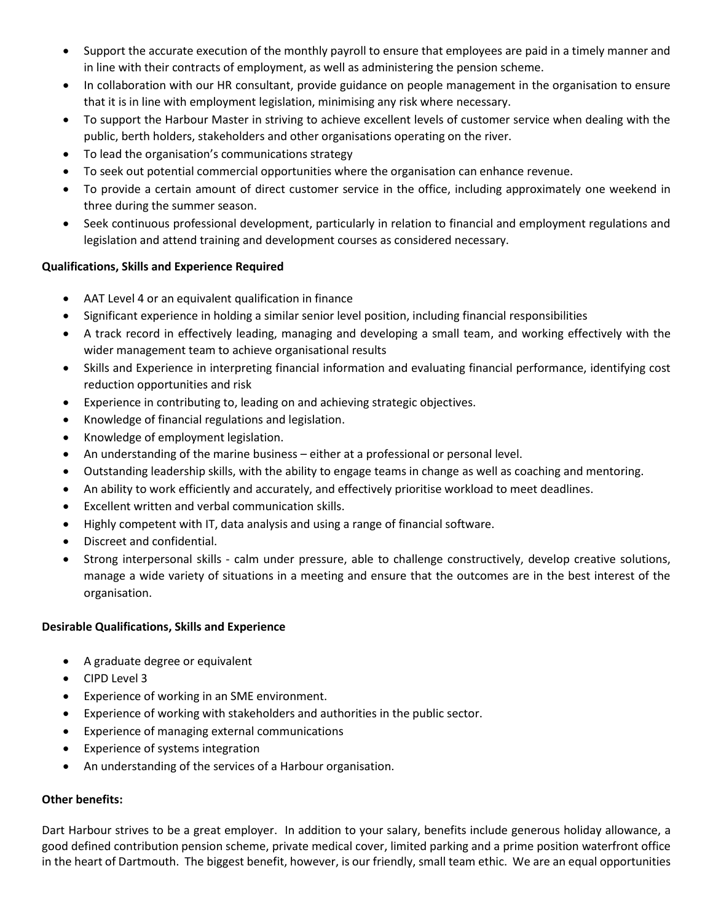- Support the accurate execution of the monthly payroll to ensure that employees are paid in a timely manner and in line with their contracts of employment, as well as administering the pension scheme.
- In collaboration with our HR consultant, provide guidance on people management in the organisation to ensure that it is in line with employment legislation, minimising any risk where necessary.
- To support the Harbour Master in striving to achieve excellent levels of customer service when dealing with the public, berth holders, stakeholders and other organisations operating on the river.
- To lead the organisation's communications strategy
- To seek out potential commercial opportunities where the organisation can enhance revenue.
- To provide a certain amount of direct customer service in the office, including approximately one weekend in three during the summer season.
- Seek continuous professional development, particularly in relation to financial and employment regulations and legislation and attend training and development courses as considered necessary.

**Qualifications, Skills and Experience Required**

- AAT Level 4 or an equivalent qualification in finance
- Significant experience in holding a similar senior level position, including financial responsibilities
- A track record in effectively leading, managing and developing a small team, and working effectively with the wider management team to achieve organisational results
- Skills and Experience in interpreting financial information and evaluating financial performance, identifying cost reduction opportunities and risk
- Experience in contributing to, leading on and achieving strategic objectives.
- Knowledge of financial regulations and legislation.
- Knowledge of employment legislation.
- An understanding of the marine business – either at a professional or personal level.
- Outstanding leadership skills, with the ability to engage teams in change as well as coaching and mentoring.
- An ability to work efficiently and accurately, and effectively prioritise workload to meet deadlines.
- Excellent written and verbal communication skills.
- Highly competent with IT, data analysis and using a range of financial software.
- Discreet and confidential.
- Strong interpersonal skills - calm under pressure, able to challenge constructively, develop creative solutions, manage a wide variety of situations in a meeting and ensure that the outcomes are in the best interest of the organisation.

**Desirable Qualifications, Skills and Experience**

- A graduate degree or equivalent
- CIPD Level 3
- Experience of working in an SME environment.
- Experience of working with stakeholders and authorities in the public sector.
- Experience of managing external communications
- Experience of systems integration
- An understanding of the services of a Harbour organisation.

**Other benefits:**

Dart Harbour strives to be a great employer. In addition to your salary, benefits include generous holiday allowance, a good defined contribution pension scheme, private medical cover, limited parking and a prime position waterfront office in the heart of Dartmouth. The biggest benefit, however, is our friendly, small team ethic. We are an equal opportunities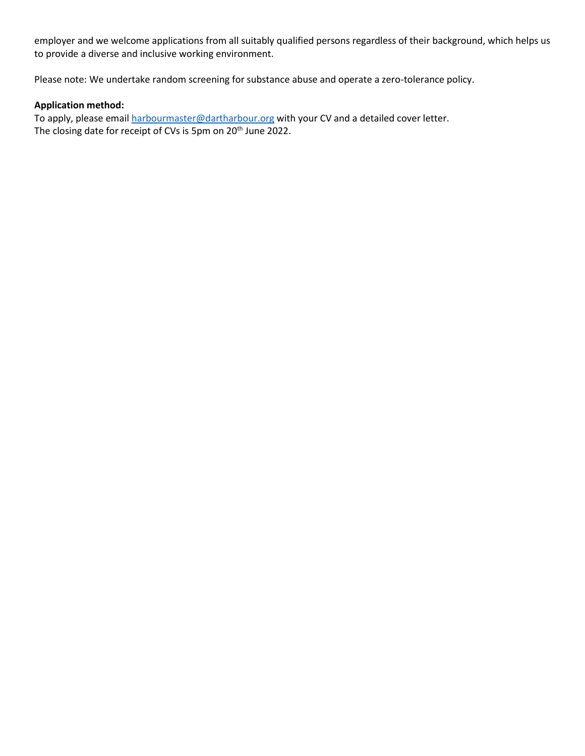employer and we welcome applications from all suitably qualified persons regardless of their background, which helps us to provide a diverse and inclusive working environment.

Please note: We undertake random screening for substance abuse and operate a zero-tolerance policy.

**Application method:**
To apply, please email harbourmaster@dartharbour.org with your CV and a detailed cover letter.
The closing date for receipt of CVs is 5pm on 20th June 2022.